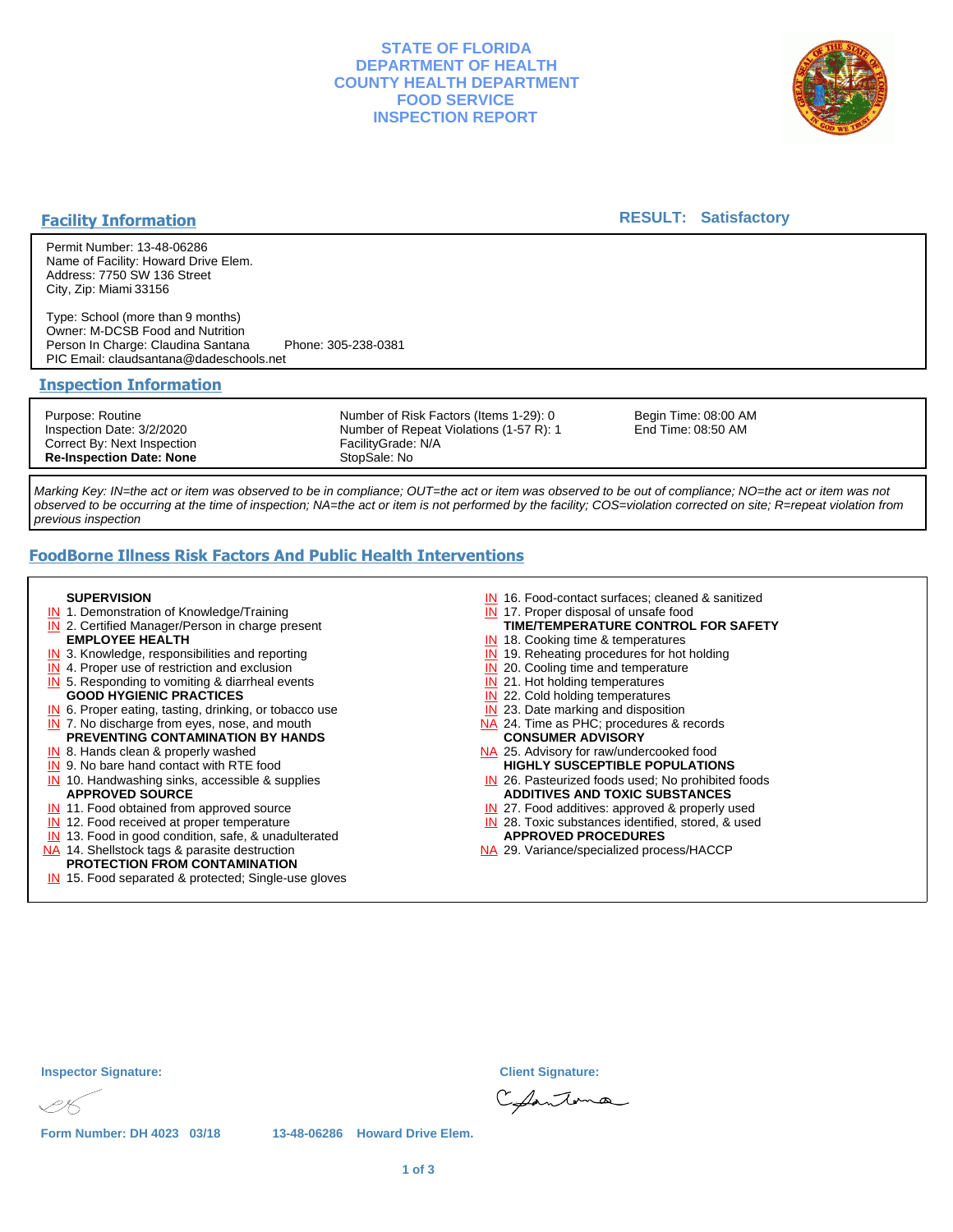# STATE OF FLORIDA
# DEPARTMENT OF HEALTH
# COUNTY HEALTH DEPARTMENT
# FOOD SERVICE
# INSPECTION REPORT

## Facility Information

**RESULT: Satisfactory**

Permit Number: 13-48-06286
Name of Facility: Howard Drive Elem.
Address: 7750 SW 136 Street
City, Zip: Miami 33156

Type: School (more than 9 months)
Owner: M-DCSB Food and Nutrition
Person In Charge: Claudina Santana Phone: 305-238-0381
PIC Email: claudsantana@dadeschools.net

## Inspection Information

| | | |
|---|---|---|
| Purpose: Routine | Number of Risk Factors (Items 1-29): 0 | Begin Time: 08:00 AM |
| Inspection Date: 3/2/2020 | Number of Repeat Violations (1-57 R): 1 | End Time: 08:50 AM |
| Correct By: Next Inspection | FacilityGrade: N/A | |
| **Re-Inspection Date: None** | StopSale: No | |

*Marking Key: IN=the act or item was observed to be in compliance; OUT=the act or item was observed to be out of compliance; NO=the act or item was not observed to be occurring at the time of inspection; NA=the act or item is not performed by the facility; COS=violation corrected on site; R=repeat violation from previous inspection*

## FoodBorne Illness Risk Factors And Public Health Interventions

**SUPERVISION**
- IN 1. Demonstration of Knowledge/Training
- IN 2. Certified Manager/Person in charge present

**EMPLOYEE HEALTH**
- IN 3. Knowledge, responsibilities and reporting
- IN 4. Proper use of restriction and exclusion
- IN 5. Responding to vomiting & diarrheal events

**GOOD HYGIENIC PRACTICES**
- IN 6. Proper eating, tasting, drinking, or tobacco use
- IN 7. No discharge from eyes, nose, and mouth

**PREVENTING CONTAMINATION BY HANDS**
- IN 8. Hands clean & properly washed
- IN 9. No bare hand contact with RTE food
- IN 10. Handwashing sinks, accessible & supplies

**APPROVED SOURCE**
- IN 11. Food obtained from approved source
- IN 12. Food received at proper temperature
- IN 13. Food in good condition, safe, & unadulterated
- NA 14. Shellstock tags & parasite destruction

**PROTECTION FROM CONTAMINATION**
- IN 15. Food separated & protected; Single-use gloves
- IN 16. Food-contact surfaces; cleaned & sanitized
- IN 17. Proper disposal of unsafe food

**TIME/TEMPERATURE CONTROL FOR SAFETY**
- IN 18. Cooking time & temperatures
- IN 19. Reheating procedures for hot holding
- IN 20. Cooling time and temperature
- IN 21. Hot holding temperatures
- IN 22. Cold holding temperatures
- IN 23. Date marking and disposition
- NA 24. Time as PHC; procedures & records

**CONSUMER ADVISORY**
- NA 25. Advisory for raw/undercooked food

**HIGHLY SUSCEPTIBLE POPULATIONS**
- IN 26. Pasteurized foods used; No prohibited foods

**ADDITIVES AND TOXIC SUBSTANCES**
- IN 27. Food additives: approved & properly used
- IN 28. Toxic substances identified, stored, & used

**APPROVED PROCEDURES**
- NA 29. Variance/specialized process/HACCP

**Inspector Signature:** **Client Signature:**

**Form Number: DH 4023 03/18** 13-48-06286 Howard Drive Elem.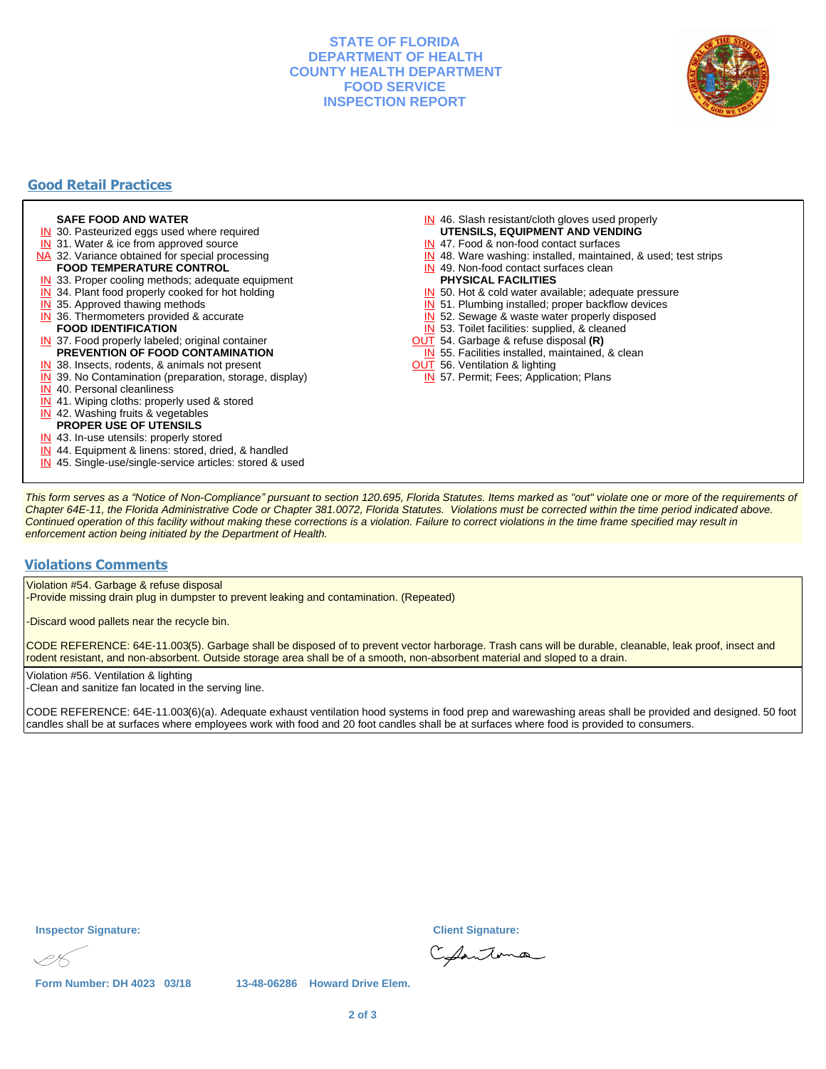# STATE OF FLORIDA
# DEPARTMENT OF HEALTH
# COUNTY HEALTH DEPARTMENT
# FOOD SERVICE
# INSPECTION REPORT

## Good Retail Practices

**SAFE FOOD AND WATER**
- IN 30. Pasteurized eggs used where required
- IN 31. Water & ice from approved source
- NA 32. Variance obtained for special processing

**FOOD TEMPERATURE CONTROL**
- IN 33. Proper cooling methods; adequate equipment
- IN 34. Plant food properly cooked for hot holding
- IN 35. Approved thawing methods
- IN 36. Thermometers provided & accurate

**FOOD IDENTIFICATION**
- IN 37. Food properly labeled; original container

**PREVENTION OF FOOD CONTAMINATION**
- IN 38. Insects, rodents, & animals not present
- IN 39. No Contamination (preparation, storage, display)
- IN 40. Personal cleanliness
- IN 41. Wiping cloths: properly used & stored
- IN 42. Washing fruits & vegetables

**PROPER USE OF UTENSILS**
- IN 43. In-use utensils: properly stored
- IN 44. Equipment & linens: stored, dried, & handled
- IN 45. Single-use/single-service articles: stored & used
- IN 46. Slash resistant/cloth gloves used properly

**UTENSILS, EQUIPMENT AND VENDING**
- IN 47. Food & non-food contact surfaces
- IN 48. Ware washing: installed, maintained, & used; test strips
- IN 49. Non-food contact surfaces clean

**PHYSICAL FACILITIES**
- IN 50. Hot & cold water available; adequate pressure
- IN 51. Plumbing installed; proper backflow devices
- IN 52. Sewage & waste water properly disposed
- IN 53. Toilet facilities: supplied, & cleaned
- OUT 54. Garbage & refuse disposal **(R)**
- IN 55. Facilities installed, maintained, & clean
- OUT 56. Ventilation & lighting
- IN 57. Permit; Fees; Application; Plans

*This form serves as a "Notice of Non-Compliance" pursuant to section 120.695, Florida Statutes. Items marked as "out" violate one or more of the requirements of Chapter 64E-11, the Florida Administrative Code or Chapter 381.0072, Florida Statutes. Violations must be corrected within the time period indicated above. Continued operation of this facility without making these corrections is a violation. Failure to correct violations in the time frame specified may result in enforcement action being initiated by the Department of Health.*

## Violations Comments

Violation #54. Garbage & refuse disposal
-Provide missing drain plug in dumpster to prevent leaking and contamination. (Repeated)

-Discard wood pallets near the recycle bin.

CODE REFERENCE: 64E-11.003(5). Garbage shall be disposed of to prevent vector harborage. Trash cans will be durable, cleanable, leak proof, insect and rodent resistant, and non-absorbent. Outside storage area shall be of a smooth, non-absorbent material and sloped to a drain.

Violation #56. Ventilation & lighting
-Clean and sanitize fan located in the serving line.

CODE REFERENCE: 64E-11.003(6)(a). Adequate exhaust ventilation hood systems in food prep and warewashing areas shall be provided and designed. 50 foot candles shall be at surfaces where employees work with food and 20 foot candles shall be at surfaces where food is provided to consumers.

**Inspector Signature:**

**Client Signature:**

**Form Number: DH 4023 03/18** **13-48-06286 Howard Drive Elem.**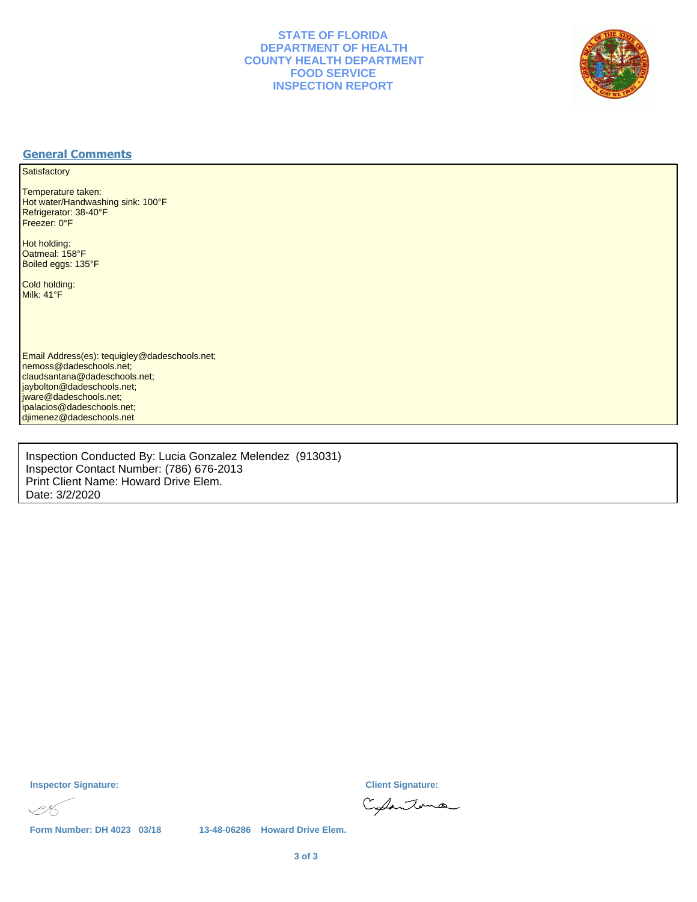STATE OF FLORIDA
DEPARTMENT OF HEALTH
COUNTY HEALTH DEPARTMENT
FOOD SERVICE
INSPECTION REPORT

## General Comments

Satisfactory

Temperature taken:
Hot water/Handwashing sink: 100°F
Refrigerator: 38-40°F
Freezer: 0°F

Hot holding:
Oatmeal: 158°F
Boiled eggs: 135°F

Cold holding:
Milk: 41°F

Email Address(es): tequigley@dadeschools.net;
nemoss@dadeschools.net;
claudsantana@dadeschools.net;
jaybolton@dadeschools.net;
jware@dadeschools.net;
ipalacios@dadeschools.net;
djimenez@dadeschools.net

Inspection Conducted By: Lucia Gonzalez Melendez (913031)
Inspector Contact Number: (786) 676-2013
Print Client Name: Howard Drive Elem.
Date: 3/2/2020

**Inspector Signature:**

**Client Signature:**

**Form Number: DH 4023 03/18** 13-48-06286 Howard Drive Elem.